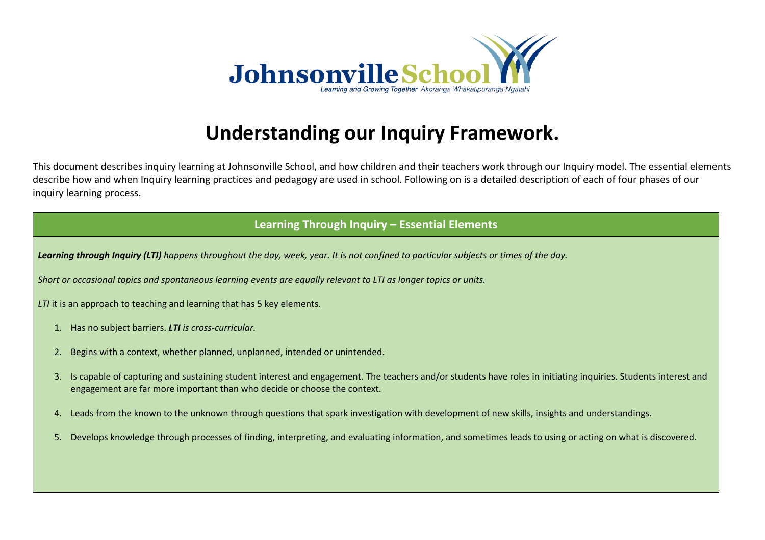Johnsonville School

Learning and Growing Together Akoranga Whakatipuranga Ngatahi

# Understanding our Inquiry Framework.

This document describes inquiry learning at Johnsonville School, and how children and their teachers work through our Inquiry model. The essential elements describe how and when Inquiry learning practices and pedagogy are used in school. Following on is a detailed description of each of four phases of our inquiry learning process.

## Learning Through Inquiry – Essential Elements

***Learning through Inquiry (LTI)*** *happens throughout the day, week, year. It is not confined to particular subjects or times of the day.*

*Short or occasional topics and spontaneous learning events are equally relevant to LTI as longer topics or units.*

*LTI* it is an approach to teaching and learning that has 5 key elements.

1. Has no subject barriers. ***LTI*** *is cross-curricular.*
2. Begins with a context, whether planned, unplanned, intended or unintended.
3. Is capable of capturing and sustaining student interest and engagement. The teachers and/or students have roles in initiating inquiries. Students interest and engagement are far more important than who decide or choose the context.
4. Leads from the known to the unknown through questions that spark investigation with development of new skills, insights and understandings.
5. Develops knowledge through processes of finding, interpreting, and evaluating information, and sometimes leads to using or acting on what is discovered.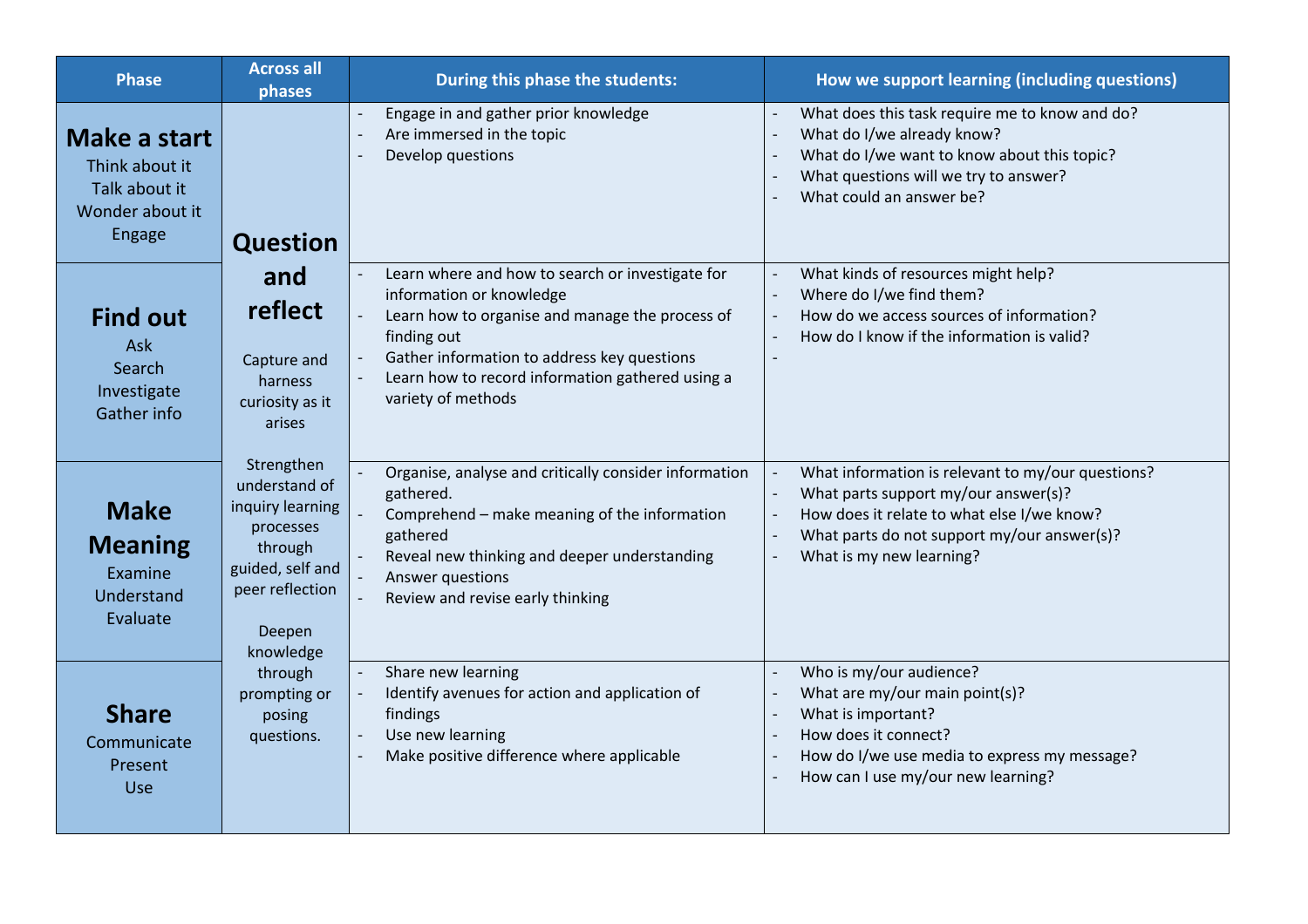| Phase | Across all phases | During this phase the students: | How we support learning (including questions) |
|---|---|---|---|
| **Make a start**<br>Think about it<br>Talk about it<br>Wonder about it<br>Engage | **Question and reflect**<br><br>Capture and harness curiosity as it arises<br><br>Strengthen understand of inquiry learning processes through guided, self and peer reflection<br><br>Deepen knowledge through prompting or posing questions. | - Engage in and gather prior knowledge<br>- Are immersed in the topic<br>- Develop questions | - What does this task require me to know and do?<br>- What do I/we already know?<br>- What do I/we want to know about this topic?<br>- What questions will we try to answer?<br>- What could an answer be? |
| **Find out**<br>Ask<br>Search<br>Investigate<br>Gather info | | - Learn where and how to search or investigate for information or knowledge<br>- Learn how to organise and manage the process of finding out<br>- Gather information to address key questions<br>- Learn how to record information gathered using a variety of methods | - What kinds of resources might help?<br>- Where do I/we find them?<br>- How do we access sources of information?<br>- How do I know if the information is valid?<br>- |
| **Make Meaning**<br>Examine<br>Understand<br>Evaluate | | - Organise, analyse and critically consider information gathered.<br>- Comprehend – make meaning of the information gathered<br>- Reveal new thinking and deeper understanding<br>- Answer questions<br>- Review and revise early thinking | - What information is relevant to my/our questions?<br>- What parts support my/our answer(s)?<br>- How does it relate to what else I/we know?<br>- What parts do not support my/our answer(s)?<br>- What is my new learning? |
| **Share**<br>Communicate<br>Present<br>Use | | - Share new learning<br>- Identify avenues for action and application of findings<br>- Use new learning<br>- Make positive difference where applicable | - Who is my/our audience?<br>- What are my/our main point(s)?<br>- What is important?<br>- How does it connect?<br>- How do I/we use media to express my message?<br>- How can I use my/our new learning? |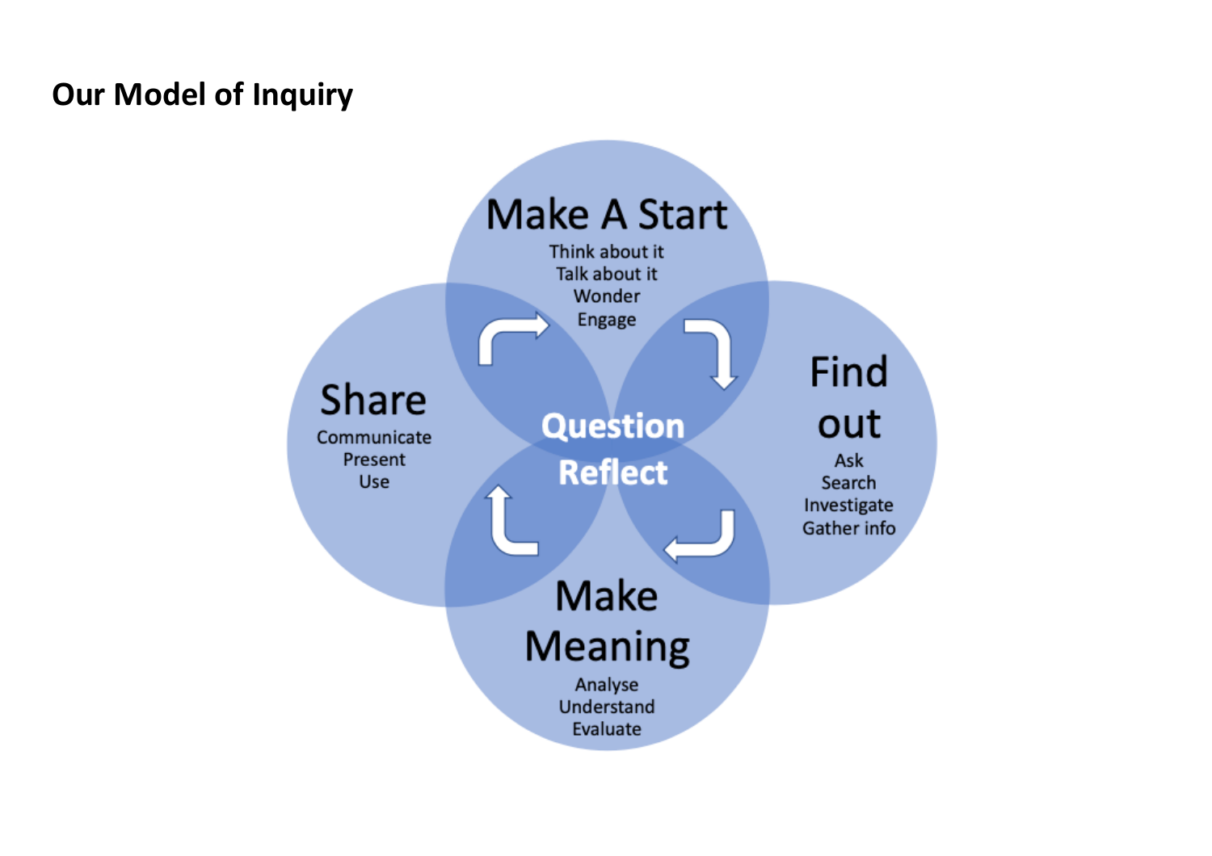## Our Model of Inquiry

Make A Start
Think about it
Talk about it
Wonder
Engage

Find out
Ask
Search
Investigate
Gather info

Make Meaning
Analyse
Understand
Evaluate

Share
Communicate
Present
Use

Question
Reflect